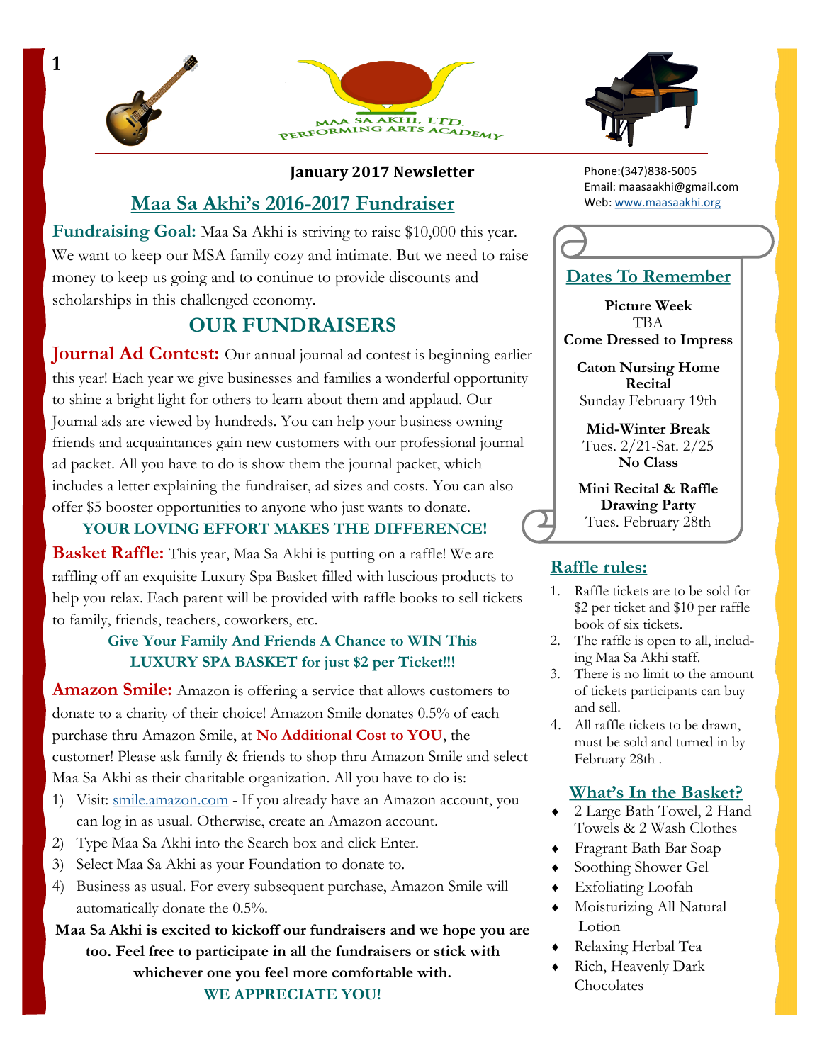MAA SA AKHI, LTD. PERFORMING ARTS ACADEMY

**January 2017 Newsletter**

Phone:(347)838-5005
Email: maasaakhi@gmail.com
Web: www.maasaakhi.org

## Maa Sa Akhi's 2016-2017 Fundraiser

**Fundraising Goal:** Maa Sa Akhi is striving to raise $10,000 this year. We want to keep our MSA family cozy and intimate. But we need to raise money to keep us going and to continue to provide discounts and scholarships in this challenged economy.

## OUR FUNDRAISERS

**Journal Ad Contest:** Our annual journal ad contest is beginning earlier this year! Each year we give businesses and families a wonderful opportunity to shine a bright light for others to learn about them and applaud. Our Journal ads are viewed by hundreds. You can help your business owning friends and acquaintances gain new customers with our professional journal ad packet. All you have to do is show them the journal packet, which includes a letter explaining the fundraiser, ad sizes and costs. You can also offer $5 booster opportunities to anyone who just wants to donate.

**YOUR LOVING EFFORT MAKES THE DIFFERENCE!**

**Basket Raffle:** This year, Maa Sa Akhi is putting on a raffle! We are raffling off an exquisite Luxury Spa Basket filled with luscious products to help you relax. Each parent will be provided with raffle books to sell tickets to family, friends, teachers, coworkers, etc.

**Give Your Family And Friends A Chance to WIN This LUXURY SPA BASKET for just $2 per Ticket!!!**

**Amazon Smile:** Amazon is offering a service that allows customers to donate to a charity of their choice! Amazon Smile donates 0.5% of each purchase thru Amazon Smile, at **No Additional Cost to YOU**, the customer! Please ask family & friends to shop thru Amazon Smile and select Maa Sa Akhi as their charitable organization. All you have to do is:

1) Visit: smile.amazon.com - If you already have an Amazon account, you can log in as usual. Otherwise, create an Amazon account.
2) Type Maa Sa Akhi into the Search box and click Enter.
3) Select Maa Sa Akhi as your Foundation to donate to.
4) Business as usual. For every subsequent purchase, Amazon Smile will automatically donate the 0.5%.

**Maa Sa Akhi is excited to kickoff our fundraisers and we hope you are too. Feel free to participate in all the fundraisers or stick with whichever one you feel more comfortable with.**

**WE APPRECIATE YOU!**

## Dates To Remember

**Picture Week**
TBA
**Come Dressed to Impress**

**Caton Nursing Home Recital**
Sunday February 19th

**Mid-Winter Break**
Tues. 2/21-Sat. 2/25
**No Class**

**Mini Recital & Raffle Drawing Party**
Tues. February 28th

## Raffle rules:

1. Raffle tickets are to be sold for $2 per ticket and $10 per raffle book of six tickets.
2. The raffle is open to all, including Maa Sa Akhi staff.
3. There is no limit to the amount of tickets participants can buy and sell.
4. All raffle tickets to be drawn, must be sold and turned in by February 28th .

## What's In the Basket?

- 2 Large Bath Towel, 2 Hand Towels & 2 Wash Clothes
- Fragrant Bath Bar Soap
- Soothing Shower Gel
- Exfoliating Loofah
- Moisturizing All Natural Lotion
- Relaxing Herbal Tea
- Rich, Heavenly Dark Chocolates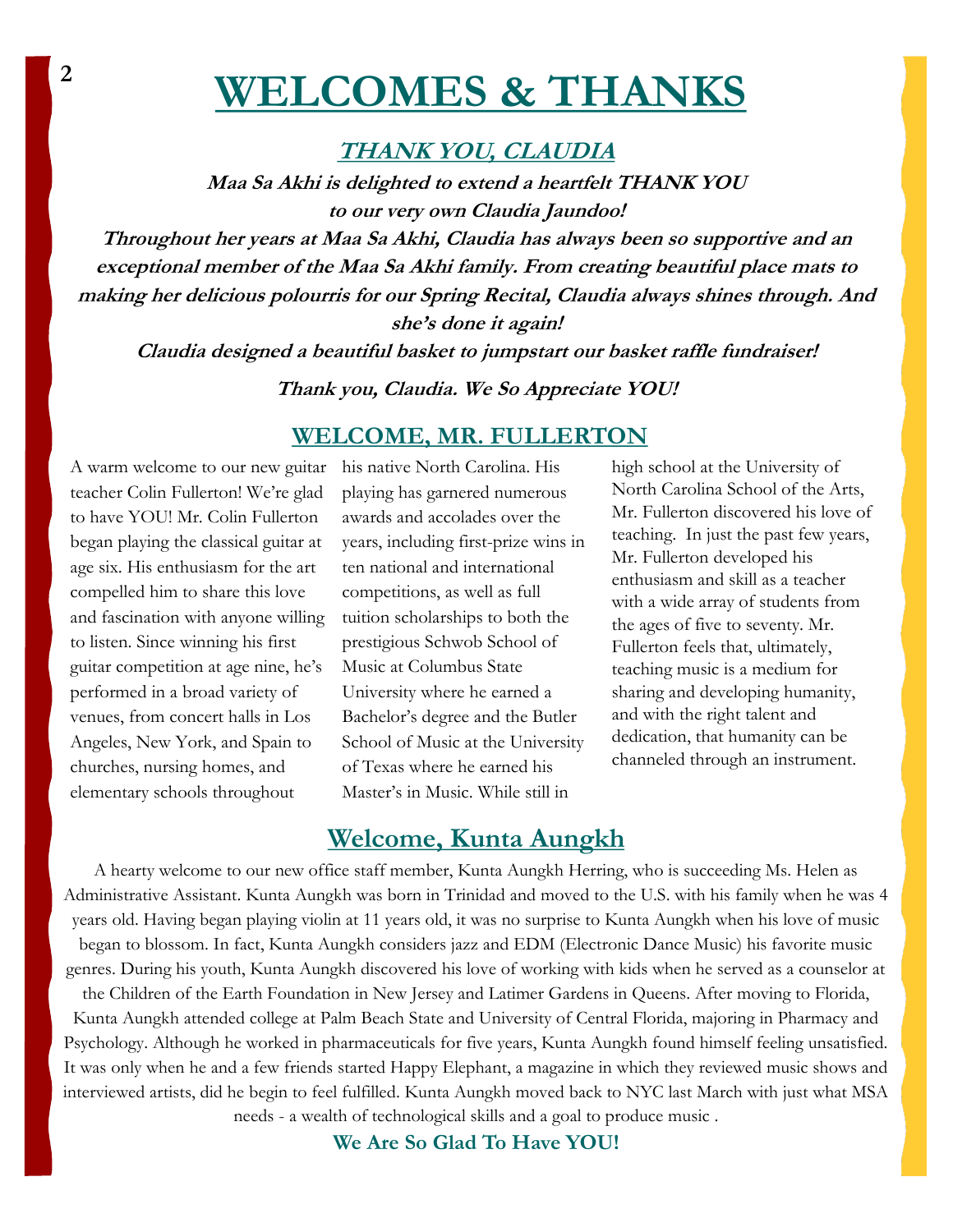# WELCOMES & THANKS

## *THANK YOU, CLAUDIA*

***Maa Sa Akhi is delighted to extend a heartfelt THANK YOU to our very own Claudia Jaundoo!***

***Throughout her years at Maa Sa Akhi, Claudia has always been so supportive and an exceptional member of the Maa Sa Akhi family. From creating beautiful place mats to making her delicious polourris for our Spring Recital, Claudia always shines through. And she's done it again!***

***Claudia designed a beautiful basket to jumpstart our basket raffle fundraiser!***

***Thank you, Claudia. We So Appreciate YOU!***

## WELCOME, MR. FULLERTON

A warm welcome to our new guitar teacher Colin Fullerton! We're glad to have YOU! Mr. Colin Fullerton began playing the classical guitar at age six. His enthusiasm for the art compelled him to share this love and fascination with anyone willing to listen. Since winning his first guitar competition at age nine, he's performed in a broad variety of venues, from concert halls in Los Angeles, New York, and Spain to churches, nursing homes, and elementary schools throughout his native North Carolina. His playing has garnered numerous awards and accolades over the years, including first-prize wins in ten national and international competitions, as well as full tuition scholarships to both the prestigious Schwob School of Music at Columbus State University where he earned a Bachelor's degree and the Butler School of Music at the University of Texas where he earned his Master's in Music. While still in high school at the University of North Carolina School of the Arts, Mr. Fullerton discovered his love of teaching. In just the past few years, Mr. Fullerton developed his enthusiasm and skill as a teacher with a wide array of students from the ages of five to seventy. Mr. Fullerton feels that, ultimately, teaching music is a medium for sharing and developing humanity, and with the right talent and dedication, that humanity can be channeled through an instrument.

## Welcome, Kunta Aungkh

A hearty welcome to our new office staff member, Kunta Aungkh Herring, who is succeeding Ms. Helen as Administrative Assistant. Kunta Aungkh was born in Trinidad and moved to the U.S. with his family when he was 4 years old. Having began playing violin at 11 years old, it was no surprise to Kunta Aungkh when his love of music began to blossom. In fact, Kunta Aungkh considers jazz and EDM (Electronic Dance Music) his favorite music genres. During his youth, Kunta Aungkh discovered his love of working with kids when he served as a counselor at the Children of the Earth Foundation in New Jersey and Latimer Gardens in Queens. After moving to Florida, Kunta Aungkh attended college at Palm Beach State and University of Central Florida, majoring in Pharmacy and Psychology. Although he worked in pharmaceuticals for five years, Kunta Aungkh found himself feeling unsatisfied. It was only when he and a few friends started Happy Elephant, a magazine in which they reviewed music shows and interviewed artists, did he begin to feel fulfilled. Kunta Aungkh moved back to NYC last March with just what MSA needs - a wealth of technological skills and a goal to produce music .

**We Are So Glad To Have YOU!**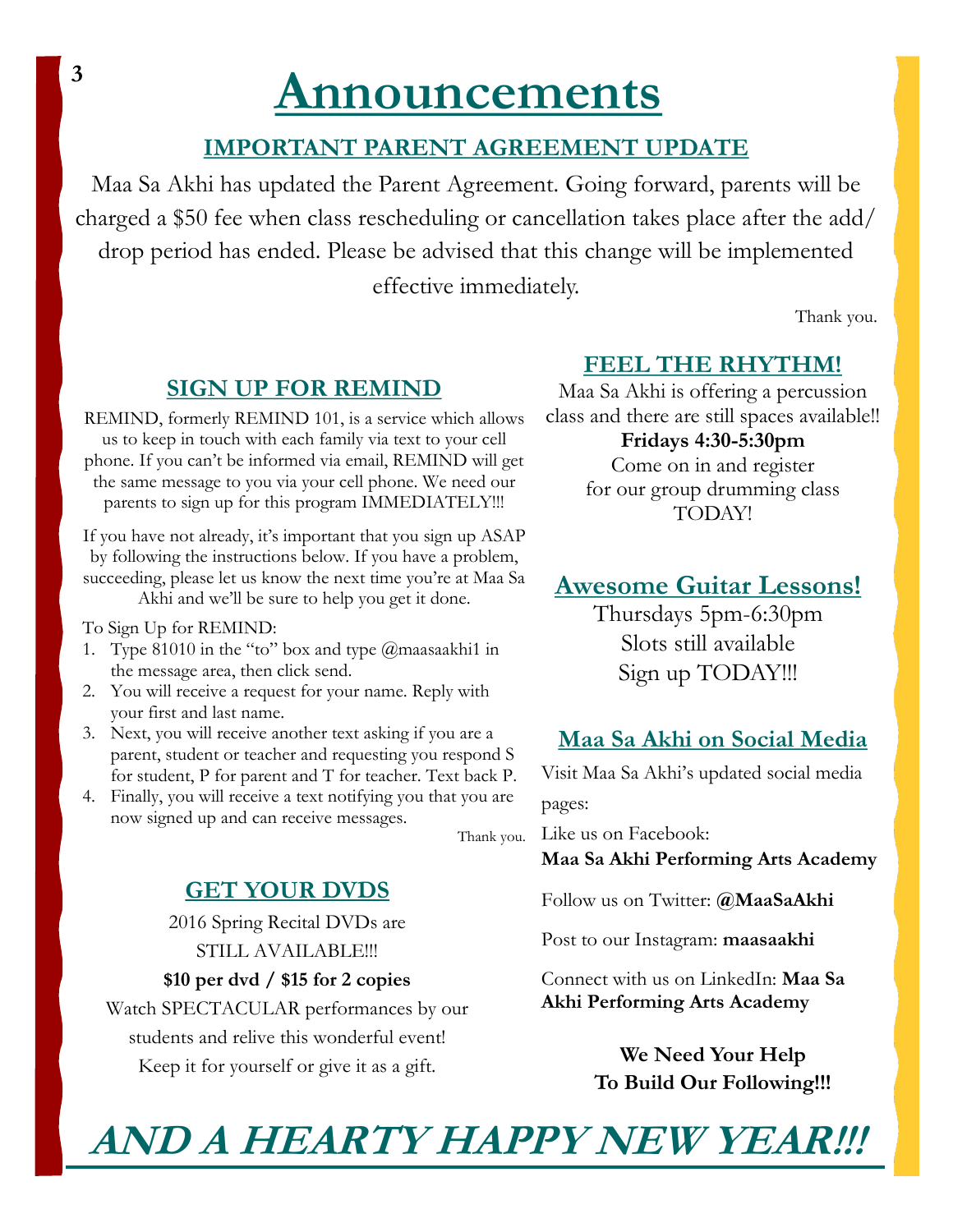# Announcements

## IMPORTANT PARENT AGREEMENT UPDATE

Maa Sa Akhi has updated the Parent Agreement. Going forward, parents will be charged a $50 fee when class rescheduling or cancellation takes place after the add/drop period has ended. Please be advised that this change will be implemented effective immediately.

Thank you.

## SIGN UP FOR REMIND

REMIND, formerly REMIND 101, is a service which allows us to keep in touch with each family via text to your cell phone. If you can't be informed via email, REMIND will get the same message to you via your cell phone. We need our parents to sign up for this program IMMEDIATELY!!!

If you have not already, it's important that you sign up ASAP by following the instructions below. If you have a problem, succeeding, please let us know the next time you're at Maa Sa Akhi and we'll be sure to help you get it done.

To Sign Up for REMIND:

1. Type 81010 in the "to" box and type @maasaakhi1 in the message area, then click send.
2. You will receive a request for your name. Reply with your first and last name.
3. Next, you will receive another text asking if you are a parent, student or teacher and requesting you respond S for student, P for parent and T for teacher. Text back P.
4. Finally, you will receive a text notifying you that you are now signed up and can receive messages.

Thank you.

## GET YOUR DVDS

2016 Spring Recital DVDs are STILL AVAILABLE!!!

**$10 per dvd / $15 for 2 copies**

Watch SPECTACULAR performances by our students and relive this wonderful event! Keep it for yourself or give it as a gift.

## FEEL THE RHYTHM!

Maa Sa Akhi is offering a percussion class and there are still spaces available!!

**Fridays 4:30-5:30pm**

Come on in and register for our group drumming class TODAY!

## Awesome Guitar Lessons!

Thursdays 5pm-6:30pm

Slots still available

Sign up TODAY!!!

## Maa Sa Akhi on Social Media

Visit Maa Sa Akhi's updated social media pages:

Like us on Facebook: **Maa Sa Akhi Performing Arts Academy**

Follow us on Twitter: **@MaaSaAkhi**

Post to our Instagram: **maasaakhi**

Connect with us on LinkedIn: **Maa Sa Akhi Performing Arts Academy**

**We Need Your Help To Build Our Following!!!**

# *AND A HEARTY HAPPY NEW YEAR!!!*